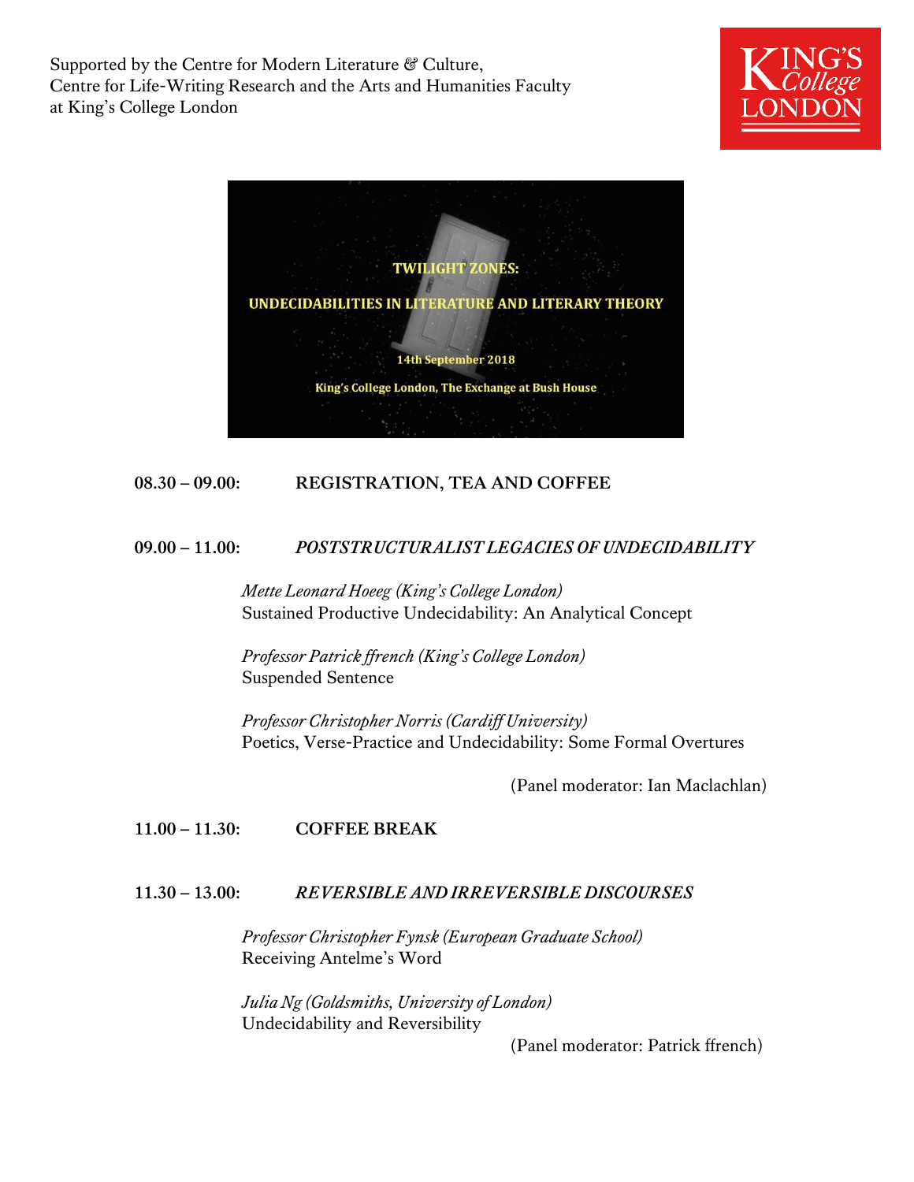Supported by the Centre for Modern Literature & Culture,
Centre for Life-Writing Research and the Arts and Humanities Faculty
at King's College London

KING'S College LONDON

# TWILIGHT ZONES:

## UNDECIDABILITIES IN LITERATURE AND LITERARY THEORY

14th September 2018

King's College London, The Exchange at Bush House

**08.30 – 09.00: REGISTRATION, TEA AND COFFEE**

**09.00 – 11.00: *POSTSTRUCTURALIST LEGACIES OF UNDECIDABILITY***

*Mette Leonard Hoeeg (King's College London)*
Sustained Productive Undecidability: An Analytical Concept

*Professor Patrick ffrench (King's College London)*
Suspended Sentence

*Professor Christopher Norris (Cardiff University)*
Poetics, Verse-Practice and Undecidability: Some Formal Overtures

(Panel moderator: Ian Maclachlan)

**11.00 – 11.30: COFFEE BREAK**

**11.30 – 13.00: *REVERSIBLE AND IRREVERSIBLE DISCOURSES***

*Professor Christopher Fynsk (European Graduate School)*
Receiving Antelme's Word

*Julia Ng (Goldsmiths, University of London)*
Undecidability and Reversibility

(Panel moderator: Patrick ffrench)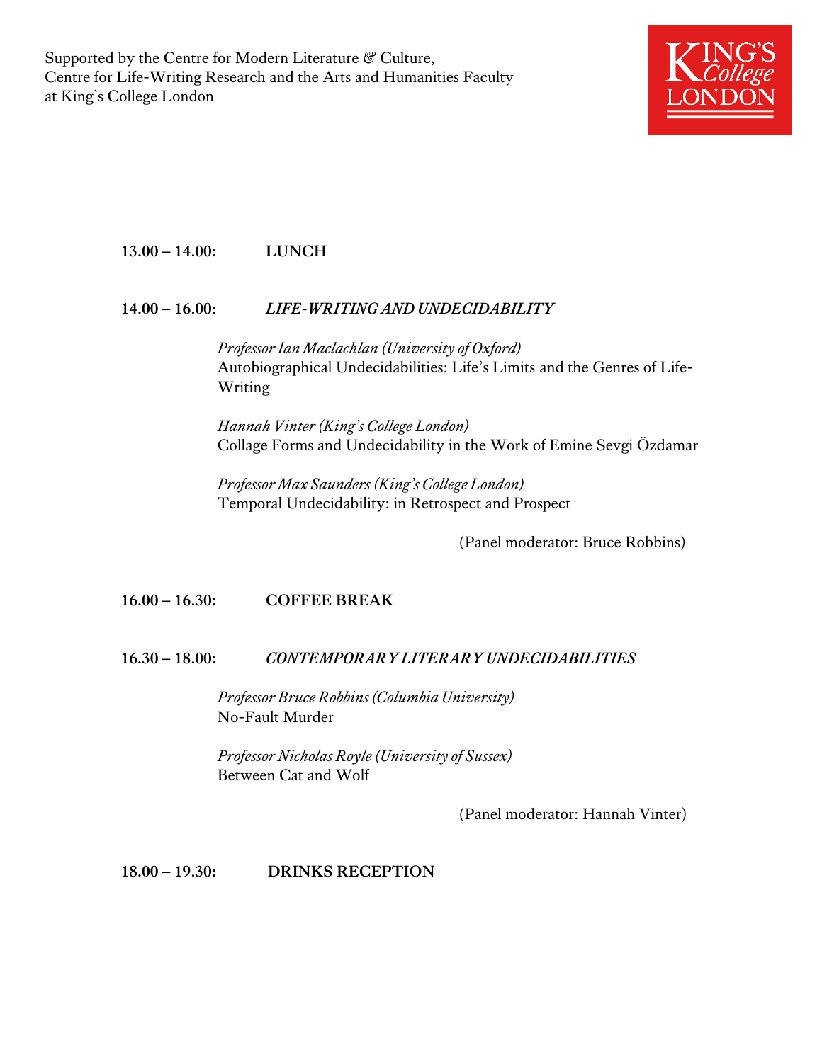Supported by the Centre for Modern Literature & Culture,
Centre for Life-Writing Research and the Arts and Humanities Faculty
at King's College London

**13.00 – 14.00:** **LUNCH**

**14.00 – 16.00:** ***LIFE-WRITING AND UNDECIDABILITY***

*Professor Ian Maclachlan (University of Oxford)*
Autobiographical Undecidabilities: Life's Limits and the Genres of Life-Writing

*Hannah Vinter (King's College London)*
Collage Forms and Undecidability in the Work of Emine Sevgi Özdamar

*Professor Max Saunders (King's College London)*
Temporal Undecidability: in Retrospect and Prospect

(Panel moderator: Bruce Robbins)

**16.00 – 16.30:** **COFFEE BREAK**

**16.30 – 18.00:** ***CONTEMPORARY LITERARY UNDECIDABILITIES***

*Professor Bruce Robbins (Columbia University)*
No-Fault Murder

*Professor Nicholas Royle (University of Sussex)*
Between Cat and Wolf

(Panel moderator: Hannah Vinter)

**18.00 – 19.30:** **DRINKS RECEPTION**